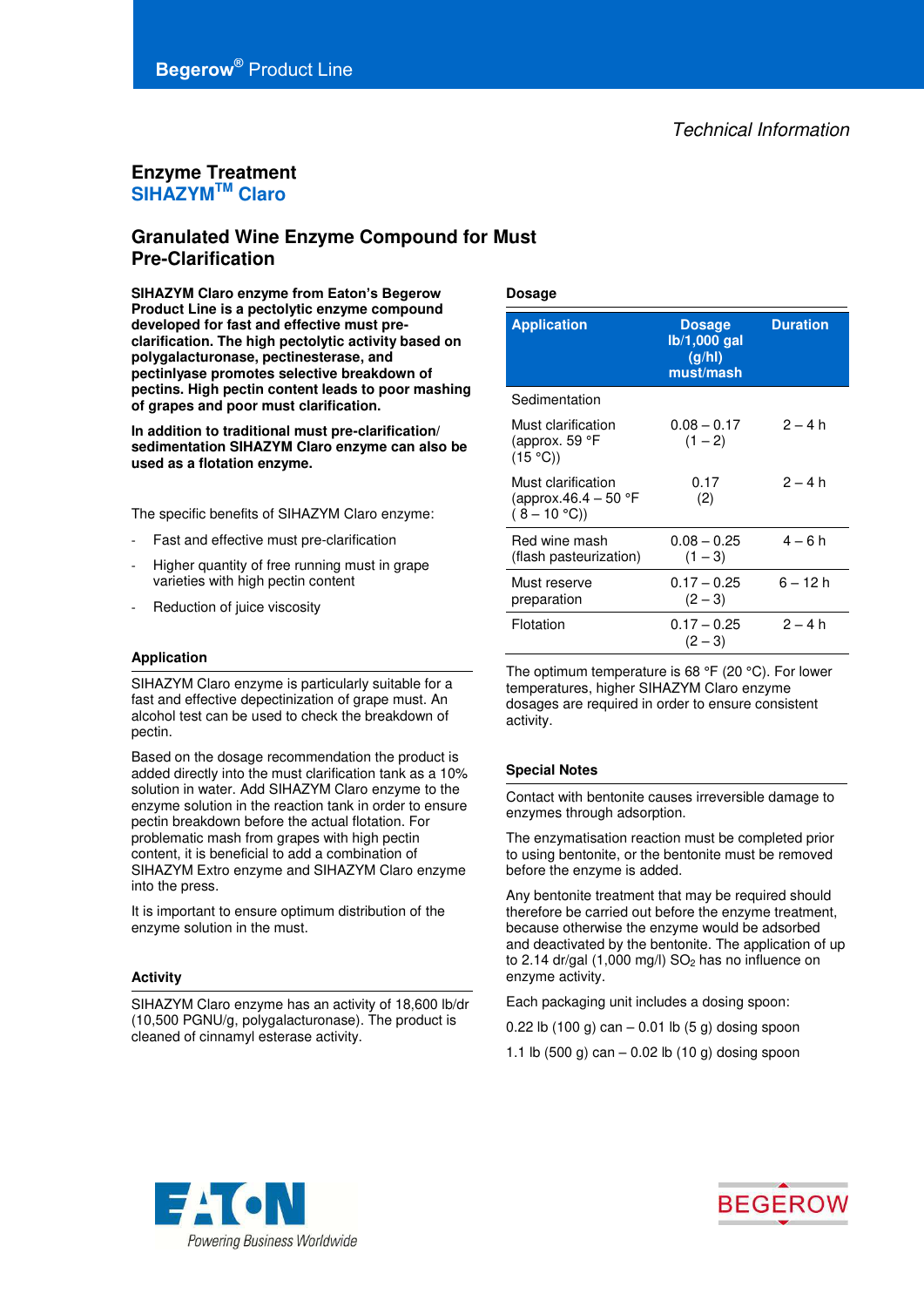Begerow® Product Line

*Technical Information*

# Enzyme Treatment
## SIHAZYM™ Claro

## Granulated Wine Enzyme Compound for Must Pre-Clarification

**SIHAZYM Claro enzyme from Eaton's Begerow Product Line is a pectolytic enzyme compound developed for fast and effective must pre-clarification. The high pectolytic activity based on polygalacturonase, pectinesterase, and pectinlyase promotes selective breakdown of pectins. High pectin content leads to poor mashing of grapes and poor must clarification.**

**In addition to traditional must pre-clarification/ sedimentation SIHAZYM Claro enzyme can also be used as a flotation enzyme.**

The specific benefits of SIHAZYM Claro enzyme:

- Fast and effective must pre-clarification
- Higher quantity of free running must in grape varieties with high pectin content
- Reduction of juice viscosity

### Application

SIHAZYM Claro enzyme is particularly suitable for a fast and effective depectinization of grape must. An alcohol test can be used to check the breakdown of pectin.

Based on the dosage recommendation the product is added directly into the must clarification tank as a 10% solution in water. Add SIHAZYM Claro enzyme to the enzyme solution in the reaction tank in order to ensure pectin breakdown before the actual flotation. For problematic mash from grapes with high pectin content, it is beneficial to add a combination of SIHAZYM Extro enzyme and SIHAZYM Claro enzyme into the press.

It is important to ensure optimum distribution of the enzyme solution in the must.

### Activity

SIHAZYM Claro enzyme has an activity of 18,600 lb/dr (10,500 PGNU/g, polygalacturonase). The product is cleaned of cinnamyl esterase activity.

### Dosage

| Application | Dosage lb/1,000 gal (g/hl) must/mash | Duration |
|---|---|---|
| Sedimentation | | |
| Must clarification (approx. 59 °F (15 °C)) | 0.08 – 0.17 (1 – 2) | 2 – 4 h |
| Must clarification (approx.46.4 – 50 °F ( 8 – 10 °C)) | 0.17 (2) | 2 – 4 h |
| Red wine mash (flash pasteurization) | 0.08 – 0.25 (1 – 3) | 4 – 6 h |
| Must reserve preparation | 0.17 – 0.25 (2 – 3) | 6 – 12 h |
| Flotation | 0.17 – 0.25 (2 – 3) | 2 – 4 h |

The optimum temperature is 68 °F (20 °C). For lower temperatures, higher SIHAZYM Claro enzyme dosages are required in order to ensure consistent activity.

### Special Notes

Contact with bentonite causes irreversible damage to enzymes through adsorption.

The enzymatisation reaction must be completed prior to using bentonite, or the bentonite must be removed before the enzyme is added.

Any bentonite treatment that may be required should therefore be carried out before the enzyme treatment, because otherwise the enzyme would be adsorbed and deactivated by the bentonite. The application of up to 2.14 dr/gal (1,000 mg/l) $SO_2$ has no influence on enzyme activity.

Each packaging unit includes a dosing spoon:

0.22 lb (100 g) can – 0.01 lb (5 g) dosing spoon

1.1 lb (500 g) can – 0.02 lb (10 g) dosing spoon

EATON Powering Business Worldwide

BEGEROW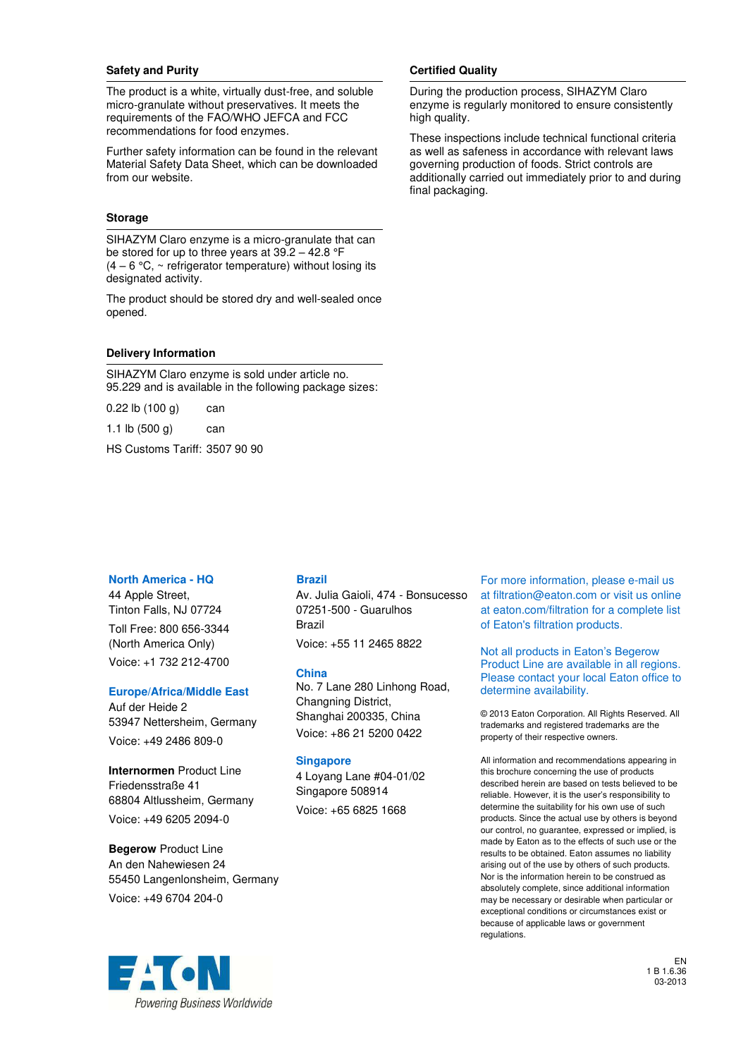## Safety and Purity

The product is a white, virtually dust-free, and soluble micro-granulate without preservatives. It meets the requirements of the FAO/WHO JEFCA and FCC recommendations for food enzymes.

Further safety information can be found in the relevant Material Safety Data Sheet, which can be downloaded from our website.

## Storage

SIHAZYM Claro enzyme is a micro-granulate that can be stored for up to three years at 39.2 – 42.8 °F (4 – 6 °C, ~ refrigerator temperature) without losing its designated activity.

The product should be stored dry and well-sealed once opened.

## Delivery Information

SIHAZYM Claro enzyme is sold under article no. 95.229 and is available in the following package sizes:

| | |
|---|---|
| 0.22 lb (100 g) | can |
| 1.1 lb (500 g) | can |

HS Customs Tariff: 3507 90 90

## Certified Quality

During the production process, SIHAZYM Claro enzyme is regularly monitored to ensure consistently high quality.

These inspections include technical functional criteria as well as safeness in accordance with relevant laws governing production of foods. Strict controls are additionally carried out immediately prior to and during final packaging.

**North America - HQ**
44 Apple Street,
Tinton Falls, NJ 07724
Toll Free: 800 656-3344
(North America Only)
Voice: +1 732 212-4700

**Europe/Africa/Middle East**
Auf der Heide 2
53947 Nettersheim, Germany
Voice: +49 2486 809-0

**Internormen** Product Line
Friedensstraße 41
68804 Altlussheim, Germany
Voice: +49 6205 2094-0

**Begerow** Product Line
An den Nahewiesen 24
55450 Langenlonsheim, Germany
Voice: +49 6704 204-0

**Brazil**
Av. Julia Gaioli, 474 - Bonsucesso
07251-500 - Guarulhos
Brazil
Voice: +55 11 2465 8822

**China**
No. 7 Lane 280 Linhong Road,
Changning District,
Shanghai 200335, China
Voice: +86 21 5200 0422

**Singapore**
4 Loyang Lane #04-01/02
Singapore 508914
Voice: +65 6825 1668

For more information, please e-mail us at filtration@eaton.com or visit us online at eaton.com/filtration for a complete list of Eaton's filtration products.

Not all products in Eaton's Begerow Product Line are available in all regions. Please contact your local Eaton office to determine availability.

© 2013 Eaton Corporation. All Rights Reserved. All trademarks and registered trademarks are the property of their respective owners.

All information and recommendations appearing in this brochure concerning the use of products described herein are based on tests believed to be reliable. However, it is the user's responsibility to determine the suitability for his own use of such products. Since the actual use by others is beyond our control, no guarantee, expressed or implied, is made by Eaton as to the effects of such use or the results to be obtained. Eaton assumes no liability arising out of the use by others of such products. Nor is the information herein to be construed as absolutely complete, since additional information may be necessary or desirable when particular or exceptional conditions or circumstances exist or because of applicable laws or government regulations.

EATON
Powering Business Worldwide

EN
1 B 1.6.36
03-2013